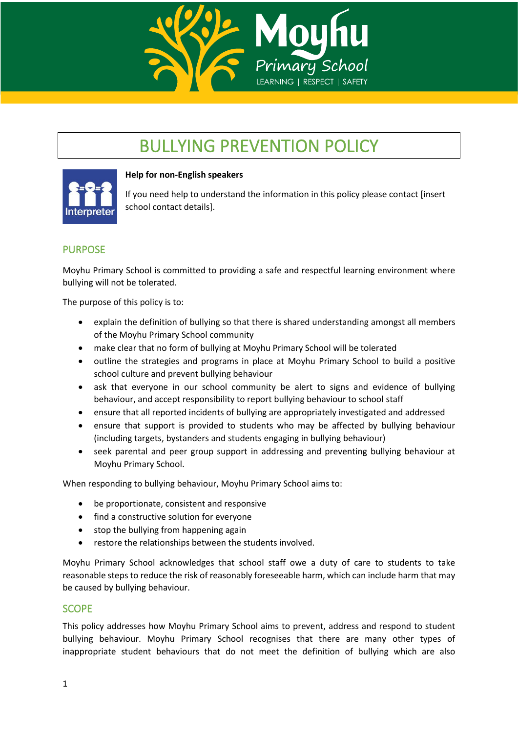Moyhu Primary School

LEARNING | RESPECT | SAFETY

# BULLYING PREVENTION POLICY

**Help for non-English speakers**

If you need help to understand the information in this policy please contact [insert school contact details].

## PURPOSE

Moyhu Primary School is committed to providing a safe and respectful learning environment where bullying will not be tolerated.

The purpose of this policy is to:

- explain the definition of bullying so that there is shared understanding amongst all members of the Moyhu Primary School community
- make clear that no form of bullying at Moyhu Primary School will be tolerated
- outline the strategies and programs in place at Moyhu Primary School to build a positive school culture and prevent bullying behaviour
- ask that everyone in our school community be alert to signs and evidence of bullying behaviour, and accept responsibility to report bullying behaviour to school staff
- ensure that all reported incidents of bullying are appropriately investigated and addressed
- ensure that support is provided to students who may be affected by bullying behaviour (including targets, bystanders and students engaging in bullying behaviour)
- seek parental and peer group support in addressing and preventing bullying behaviour at Moyhu Primary School.

When responding to bullying behaviour, Moyhu Primary School aims to:

- be proportionate, consistent and responsive
- find a constructive solution for everyone
- stop the bullying from happening again
- restore the relationships between the students involved.

Moyhu Primary School acknowledges that school staff owe a duty of care to students to take reasonable steps to reduce the risk of reasonably foreseeable harm, which can include harm that may be caused by bullying behaviour.

## SCOPE

This policy addresses how Moyhu Primary School aims to prevent, address and respond to student bullying behaviour. Moyhu Primary School recognises that there are many other types of inappropriate student behaviours that do not meet the definition of bullying which are also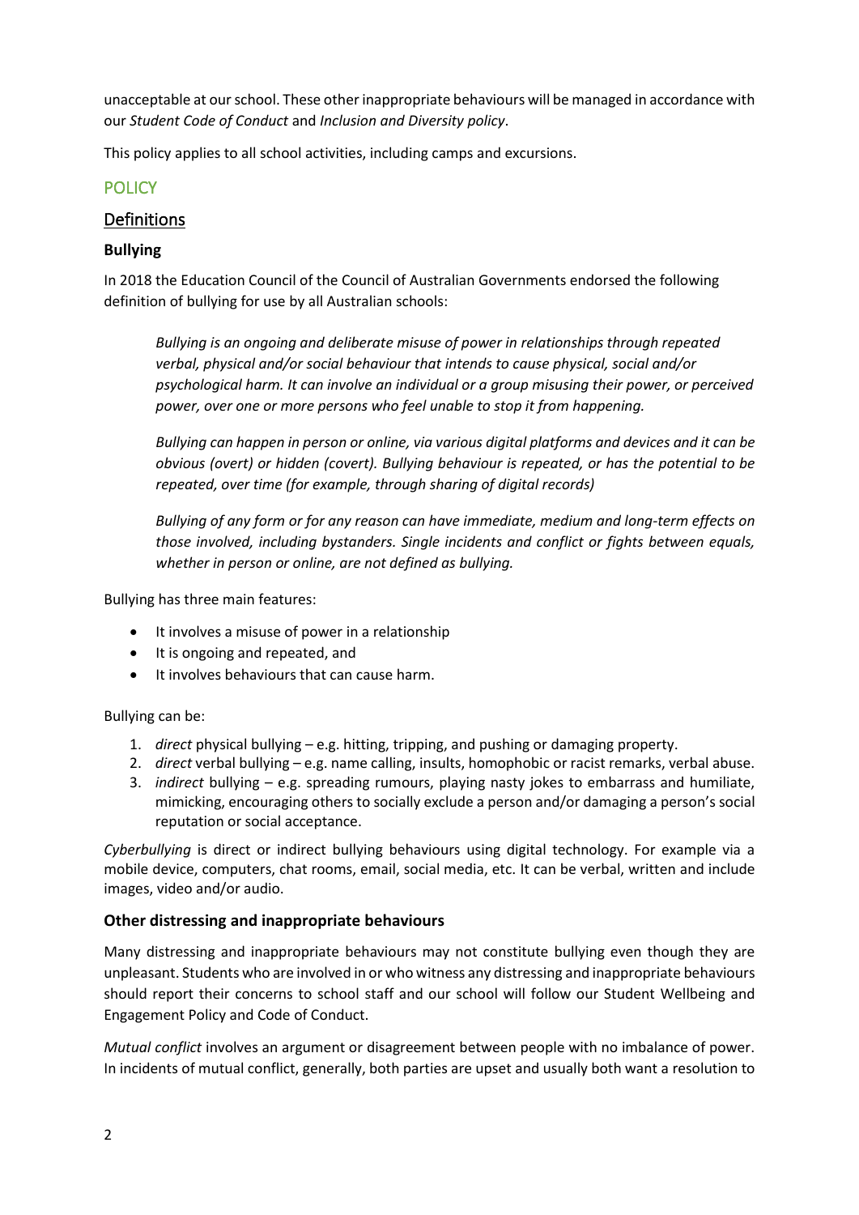unacceptable at our school. These other inappropriate behaviours will be managed in accordance with our *Student Code of Conduct* and *Inclusion and Diversity policy*.

This policy applies to all school activities, including camps and excursions.

# POLICY

## Definitions

### Bullying

In 2018 the Education Council of the Council of Australian Governments endorsed the following definition of bullying for use by all Australian schools:

> *Bullying is an ongoing and deliberate misuse of power in relationships through repeated verbal, physical and/or social behaviour that intends to cause physical, social and/or psychological harm. It can involve an individual or a group misusing their power, or perceived power, over one or more persons who feel unable to stop it from happening.*
>
> *Bullying can happen in person or online, via various digital platforms and devices and it can be obvious (overt) or hidden (covert). Bullying behaviour is repeated, or has the potential to be repeated, over time (for example, through sharing of digital records)*
>
> *Bullying of any form or for any reason can have immediate, medium and long-term effects on those involved, including bystanders. Single incidents and conflict or fights between equals, whether in person or online, are not defined as bullying.*

Bullying has three main features:

- It involves a misuse of power in a relationship
- It is ongoing and repeated, and
- It involves behaviours that can cause harm.

Bullying can be:

1. *direct* physical bullying – e.g. hitting, tripping, and pushing or damaging property.
2. *direct* verbal bullying – e.g. name calling, insults, homophobic or racist remarks, verbal abuse.
3. *indirect* bullying – e.g. spreading rumours, playing nasty jokes to embarrass and humiliate, mimicking, encouraging others to socially exclude a person and/or damaging a person's social reputation or social acceptance.

*Cyberbullying* is direct or indirect bullying behaviours using digital technology. For example via a mobile device, computers, chat rooms, email, social media, etc. It can be verbal, written and include images, video and/or audio.

### Other distressing and inappropriate behaviours

Many distressing and inappropriate behaviours may not constitute bullying even though they are unpleasant. Students who are involved in or who witness any distressing and inappropriate behaviours should report their concerns to school staff and our school will follow our Student Wellbeing and Engagement Policy and Code of Conduct.

*Mutual conflict* involves an argument or disagreement between people with no imbalance of power. In incidents of mutual conflict, generally, both parties are upset and usually both want a resolution to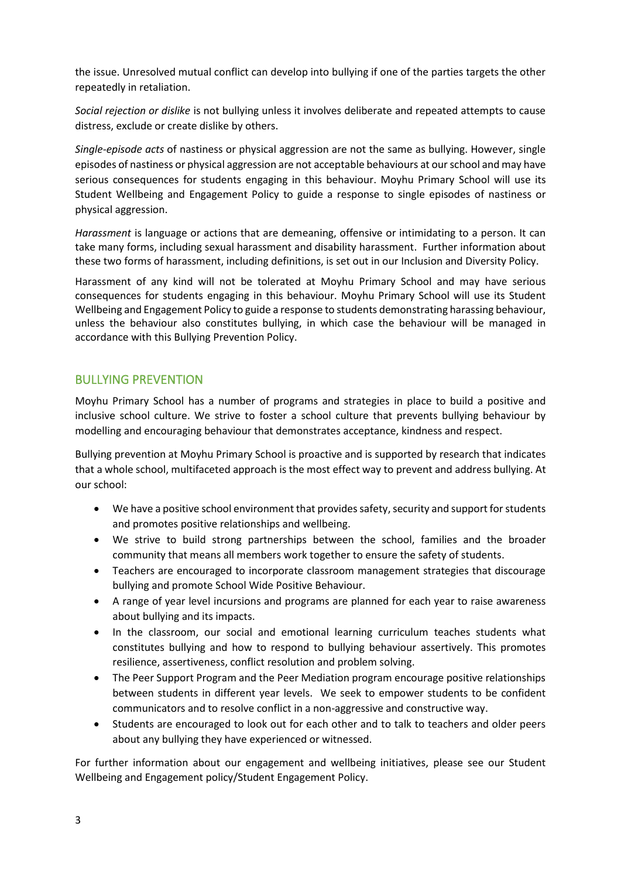the issue. Unresolved mutual conflict can develop into bullying if one of the parties targets the other repeatedly in retaliation.

*Social rejection or dislike* is not bullying unless it involves deliberate and repeated attempts to cause distress, exclude or create dislike by others.

*Single-episode acts* of nastiness or physical aggression are not the same as bullying. However, single episodes of nastiness or physical aggression are not acceptable behaviours at our school and may have serious consequences for students engaging in this behaviour. Moyhu Primary School will use its Student Wellbeing and Engagement Policy to guide a response to single episodes of nastiness or physical aggression.

*Harassment* is language or actions that are demeaning, offensive or intimidating to a person. It can take many forms, including sexual harassment and disability harassment. Further information about these two forms of harassment, including definitions, is set out in our Inclusion and Diversity Policy.

Harassment of any kind will not be tolerated at Moyhu Primary School and may have serious consequences for students engaging in this behaviour. Moyhu Primary School will use its Student Wellbeing and Engagement Policy to guide a response to students demonstrating harassing behaviour, unless the behaviour also constitutes bullying, in which case the behaviour will be managed in accordance with this Bullying Prevention Policy.

## BULLYING PREVENTION

Moyhu Primary School has a number of programs and strategies in place to build a positive and inclusive school culture. We strive to foster a school culture that prevents bullying behaviour by modelling and encouraging behaviour that demonstrates acceptance, kindness and respect.

Bullying prevention at Moyhu Primary School is proactive and is supported by research that indicates that a whole school, multifaceted approach is the most effect way to prevent and address bullying. At our school:

- We have a positive school environment that provides safety, security and support for students and promotes positive relationships and wellbeing.
- We strive to build strong partnerships between the school, families and the broader community that means all members work together to ensure the safety of students.
- Teachers are encouraged to incorporate classroom management strategies that discourage bullying and promote School Wide Positive Behaviour.
- A range of year level incursions and programs are planned for each year to raise awareness about bullying and its impacts.
- In the classroom, our social and emotional learning curriculum teaches students what constitutes bullying and how to respond to bullying behaviour assertively. This promotes resilience, assertiveness, conflict resolution and problem solving.
- The Peer Support Program and the Peer Mediation program encourage positive relationships between students in different year levels. We seek to empower students to be confident communicators and to resolve conflict in a non-aggressive and constructive way.
- Students are encouraged to look out for each other and to talk to teachers and older peers about any bullying they have experienced or witnessed.

For further information about our engagement and wellbeing initiatives, please see our Student Wellbeing and Engagement policy/Student Engagement Policy.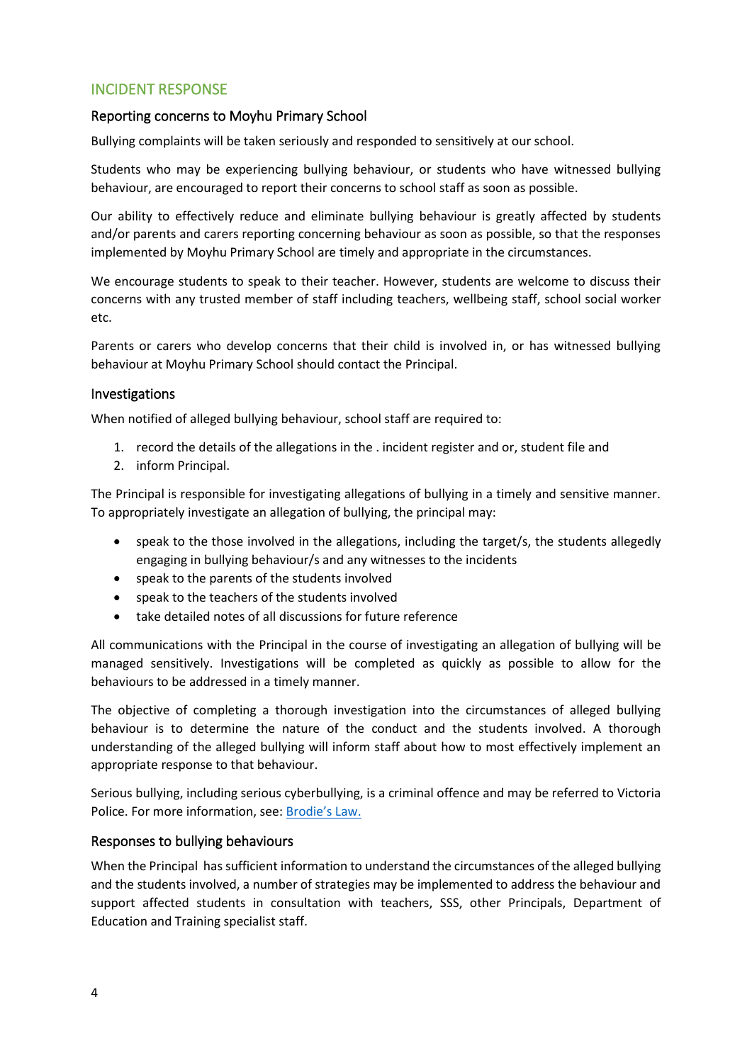## INCIDENT RESPONSE

### Reporting concerns to Moyhu Primary School

Bullying complaints will be taken seriously and responded to sensitively at our school.

Students who may be experiencing bullying behaviour, or students who have witnessed bullying behaviour, are encouraged to report their concerns to school staff as soon as possible.

Our ability to effectively reduce and eliminate bullying behaviour is greatly affected by students and/or parents and carers reporting concerning behaviour as soon as possible, so that the responses implemented by Moyhu Primary School are timely and appropriate in the circumstances.

We encourage students to speak to their teacher. However, students are welcome to discuss their concerns with any trusted member of staff including teachers, wellbeing staff, school social worker etc.

Parents or carers who develop concerns that their child is involved in, or has witnessed bullying behaviour at Moyhu Primary School should contact the Principal.

### Investigations

When notified of alleged bullying behaviour, school staff are required to:

1. record the details of the allegations in the . incident register and or, student file and
2. inform Principal.

The Principal is responsible for investigating allegations of bullying in a timely and sensitive manner. To appropriately investigate an allegation of bullying, the principal may:

- speak to the those involved in the allegations, including the target/s, the students allegedly engaging in bullying behaviour/s and any witnesses to the incidents
- speak to the parents of the students involved
- speak to the teachers of the students involved
- take detailed notes of all discussions for future reference

All communications with the Principal in the course of investigating an allegation of bullying will be managed sensitively. Investigations will be completed as quickly as possible to allow for the behaviours to be addressed in a timely manner.

The objective of completing a thorough investigation into the circumstances of alleged bullying behaviour is to determine the nature of the conduct and the students involved. A thorough understanding of the alleged bullying will inform staff about how to most effectively implement an appropriate response to that behaviour.

Serious bullying, including serious cyberbullying, is a criminal offence and may be referred to Victoria Police. For more information, see: Brodie's Law.

### Responses to bullying behaviours

When the Principal has sufficient information to understand the circumstances of the alleged bullying and the students involved, a number of strategies may be implemented to address the behaviour and support affected students in consultation with teachers, SSS, other Principals, Department of Education and Training specialist staff.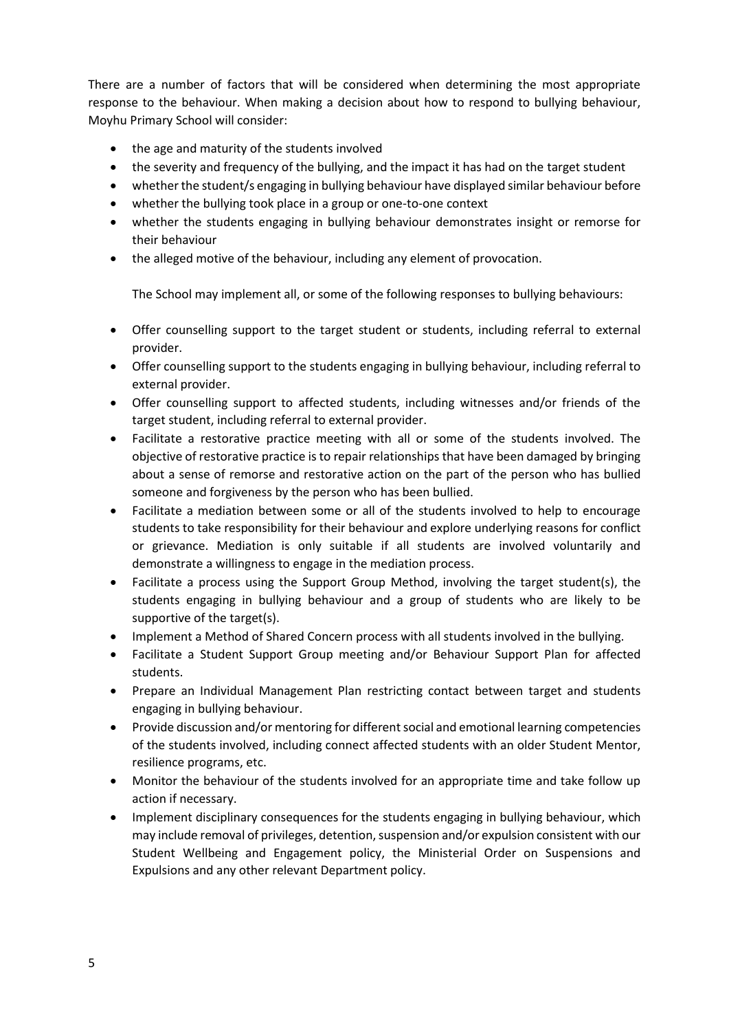There are a number of factors that will be considered when determining the most appropriate response to the behaviour. When making a decision about how to respond to bullying behaviour, Moyhu Primary School will consider:

- the age and maturity of the students involved
- the severity and frequency of the bullying, and the impact it has had on the target student
- whether the student/s engaging in bullying behaviour have displayed similar behaviour before
- whether the bullying took place in a group or one-to-one context
- whether the students engaging in bullying behaviour demonstrates insight or remorse for their behaviour
- the alleged motive of the behaviour, including any element of provocation.

The School may implement all, or some of the following responses to bullying behaviours:

- Offer counselling support to the target student or students, including referral to external provider.
- Offer counselling support to the students engaging in bullying behaviour, including referral to external provider.
- Offer counselling support to affected students, including witnesses and/or friends of the target student, including referral to external provider.
- Facilitate a restorative practice meeting with all or some of the students involved. The objective of restorative practice is to repair relationships that have been damaged by bringing about a sense of remorse and restorative action on the part of the person who has bullied someone and forgiveness by the person who has been bullied.
- Facilitate a mediation between some or all of the students involved to help to encourage students to take responsibility for their behaviour and explore underlying reasons for conflict or grievance. Mediation is only suitable if all students are involved voluntarily and demonstrate a willingness to engage in the mediation process.
- Facilitate a process using the Support Group Method, involving the target student(s), the students engaging in bullying behaviour and a group of students who are likely to be supportive of the target(s).
- Implement a Method of Shared Concern process with all students involved in the bullying.
- Facilitate a Student Support Group meeting and/or Behaviour Support Plan for affected students.
- Prepare an Individual Management Plan restricting contact between target and students engaging in bullying behaviour.
- Provide discussion and/or mentoring for different social and emotional learning competencies of the students involved, including connect affected students with an older Student Mentor, resilience programs, etc.
- Monitor the behaviour of the students involved for an appropriate time and take follow up action if necessary.
- Implement disciplinary consequences for the students engaging in bullying behaviour, which may include removal of privileges, detention, suspension and/or expulsion consistent with our Student Wellbeing and Engagement policy, the Ministerial Order on Suspensions and Expulsions and any other relevant Department policy.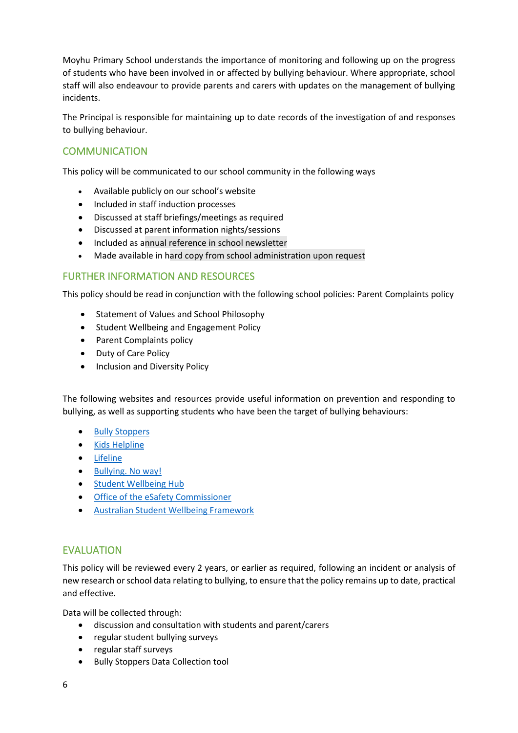Moyhu Primary School understands the importance of monitoring and following up on the progress of students who have been involved in or affected by bullying behaviour. Where appropriate, school staff will also endeavour to provide parents and carers with updates on the management of bullying incidents.

The Principal is responsible for maintaining up to date records of the investigation of and responses to bullying behaviour.

## COMMUNICATION

This policy will be communicated to our school community in the following ways

- Available publicly on our school's website
- Included in staff induction processes
- Discussed at staff briefings/meetings as required
- Discussed at parent information nights/sessions
- Included as annual reference in school newsletter
- Made available in hard copy from school administration upon request

## FURTHER INFORMATION AND RESOURCES

This policy should be read in conjunction with the following school policies: Parent Complaints policy

- Statement of Values and School Philosophy
- Student Wellbeing and Engagement Policy
- Parent Complaints policy
- Duty of Care Policy
- Inclusion and Diversity Policy

The following websites and resources provide useful information on prevention and responding to bullying, as well as supporting students who have been the target of bullying behaviours:

- Bully Stoppers
- Kids Helpline
- Lifeline
- Bullying. No way!
- Student Wellbeing Hub
- Office of the eSafety Commissioner
- Australian Student Wellbeing Framework

## EVALUATION

This policy will be reviewed every 2 years, or earlier as required, following an incident or analysis of new research or school data relating to bullying, to ensure that the policy remains up to date, practical and effective.

Data will be collected through:

- discussion and consultation with students and parent/carers
- regular student bullying surveys
- regular staff surveys
- Bully Stoppers Data Collection tool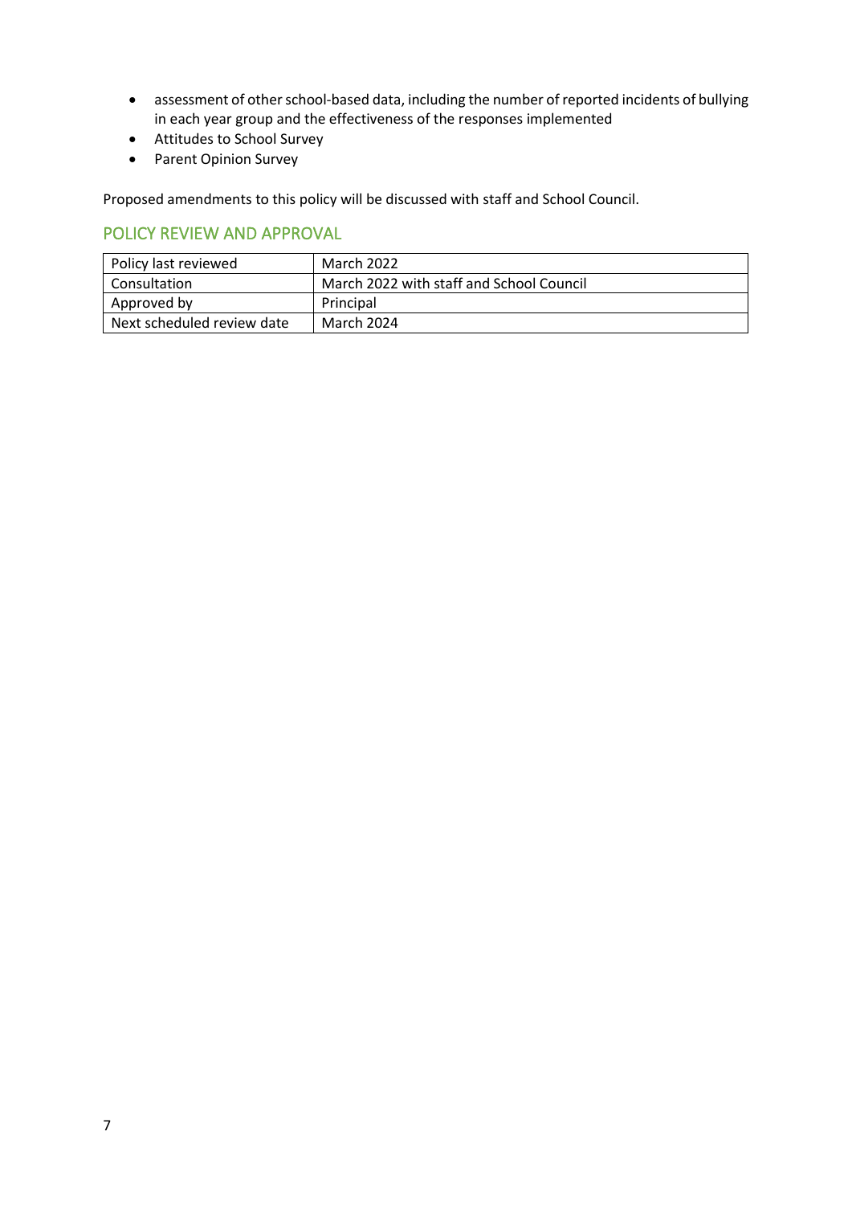- assessment of other school-based data, including the number of reported incidents of bullying in each year group and the effectiveness of the responses implemented
- Attitudes to School Survey
- Parent Opinion Survey

Proposed amendments to this policy will be discussed with staff and School Council.

## POLICY REVIEW AND APPROVAL

| | |
|---|---|
| Policy last reviewed | March 2022 |
| Consultation | March 2022 with staff and School Council |
| Approved by | Principal |
| Next scheduled review date | March 2024 |